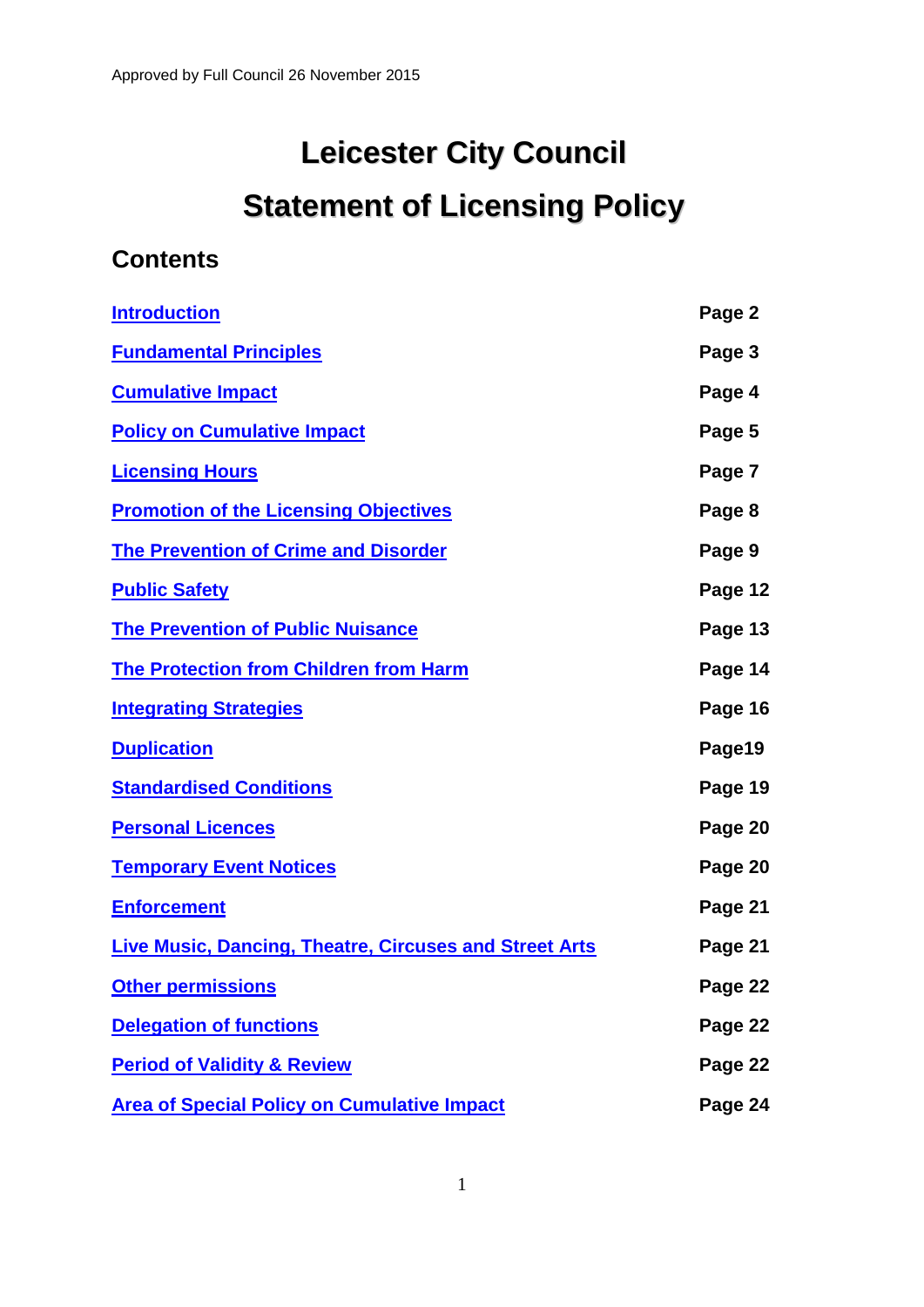Approved by Full Council 26 November 2015

# Leicester City Council

# Statement of Licensing Policy

## Contents

| | |
|---|---|
| **Introduction** | **Page 2** |
| **Fundamental Principles** | **Page 3** |
| **Cumulative Impact** | **Page 4** |
| **Policy on Cumulative Impact** | **Page 5** |
| **Licensing Hours** | **Page 7** |
| **Promotion of the Licensing Objectives** | **Page 8** |
| **The Prevention of Crime and Disorder** | **Page 9** |
| **Public Safety** | **Page 12** |
| **The Prevention of Public Nuisance** | **Page 13** |
| **The Protection from Children from Harm** | **Page 14** |
| **Integrating Strategies** | **Page 16** |
| **Duplication** | **Page19** |
| **Standardised Conditions** | **Page 19** |
| **Personal Licences** | **Page 20** |
| **Temporary Event Notices** | **Page 20** |
| **Enforcement** | **Page 21** |
| **Live Music, Dancing, Theatre, Circuses and Street Arts** | **Page 21** |
| **Other permissions** | **Page 22** |
| **Delegation of functions** | **Page 22** |
| **Period of Validity & Review** | **Page 22** |
| **Area of Special Policy on Cumulative Impact** | **Page 24** |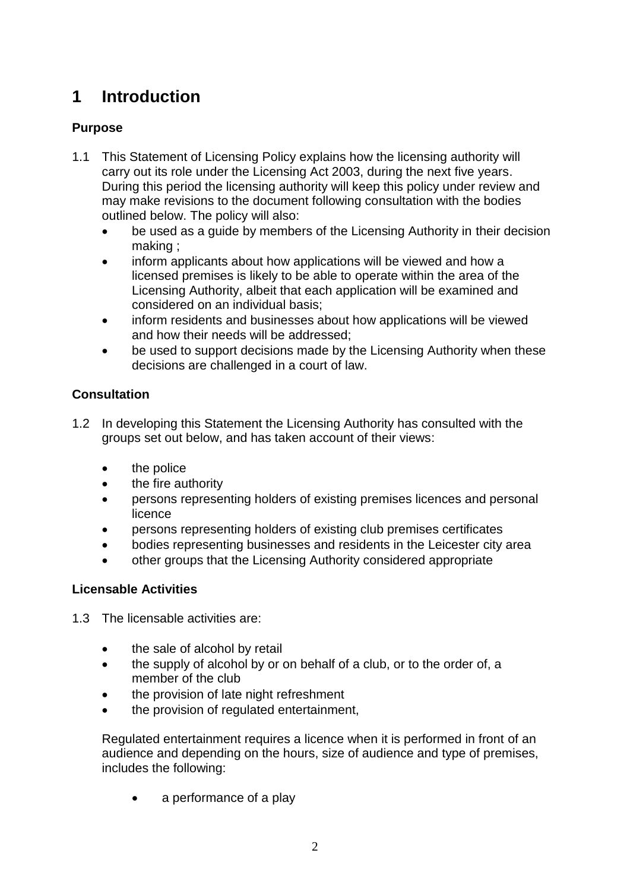# 1 Introduction

### Purpose

1.1 This Statement of Licensing Policy explains how the licensing authority will carry out its role under the Licensing Act 2003, during the next five years. During this period the licensing authority will keep this policy under review and may make revisions to the document following consultation with the bodies outlined below. The policy will also:

- be used as a guide by members of the Licensing Authority in their decision making ;
- inform applicants about how applications will be viewed and how a licensed premises is likely to be able to operate within the area of the Licensing Authority, albeit that each application will be examined and considered on an individual basis;
- inform residents and businesses about how applications will be viewed and how their needs will be addressed;
- be used to support decisions made by the Licensing Authority when these decisions are challenged in a court of law.

### Consultation

1.2 In developing this Statement the Licensing Authority has consulted with the groups set out below, and has taken account of their views:

- the police
- the fire authority
- persons representing holders of existing premises licences and personal licence
- persons representing holders of existing club premises certificates
- bodies representing businesses and residents in the Leicester city area
- other groups that the Licensing Authority considered appropriate

### Licensable Activities

1.3 The licensable activities are:

- the sale of alcohol by retail
- the supply of alcohol by or on behalf of a club, or to the order of, a member of the club
- the provision of late night refreshment
- the provision of regulated entertainment,

Regulated entertainment requires a licence when it is performed in front of an audience and depending on the hours, size of audience and type of premises, includes the following:

- a performance of a play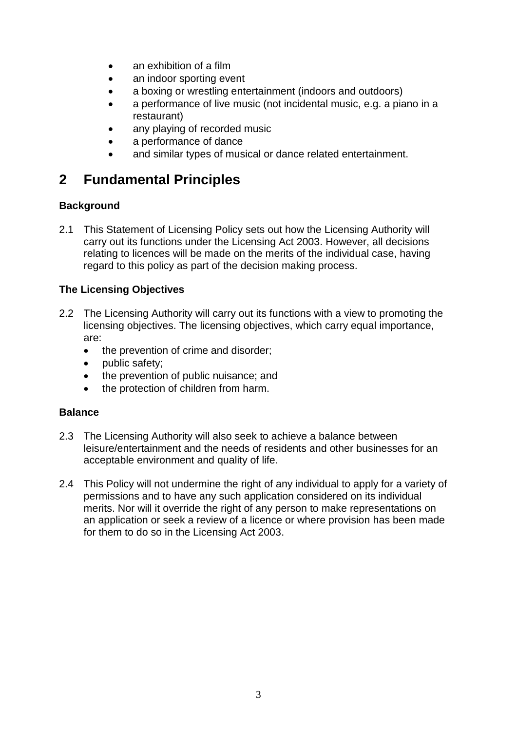- an exhibition of a film
- an indoor sporting event
- a boxing or wrestling entertainment (indoors and outdoors)
- a performance of live music (not incidental music, e.g. a piano in a restaurant)
- any playing of recorded music
- a performance of dance
- and similar types of musical or dance related entertainment.

# 2 Fundamental Principles

**Background**

2.1 This Statement of Licensing Policy sets out how the Licensing Authority will carry out its functions under the Licensing Act 2003. However, all decisions relating to licences will be made on the merits of the individual case, having regard to this policy as part of the decision making process.

**The Licensing Objectives**

2.2 The Licensing Authority will carry out its functions with a view to promoting the licensing objectives. The licensing objectives, which carry equal importance, are:

- the prevention of crime and disorder;
- public safety;
- the prevention of public nuisance; and
- the protection of children from harm.

**Balance**

2.3 The Licensing Authority will also seek to achieve a balance between leisure/entertainment and the needs of residents and other businesses for an acceptable environment and quality of life.

2.4 This Policy will not undermine the right of any individual to apply for a variety of permissions and to have any such application considered on its individual merits. Nor will it override the right of any person to make representations on an application or seek a review of a licence or where provision has been made for them to do so in the Licensing Act 2003.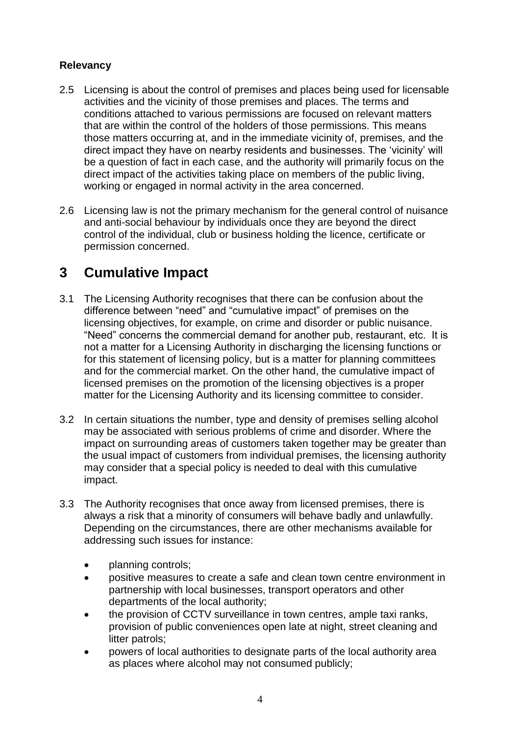**Relevancy**

2.5 Licensing is about the control of premises and places being used for licensable activities and the vicinity of those premises and places. The terms and conditions attached to various permissions are focused on relevant matters that are within the control of the holders of those permissions. This means those matters occurring at, and in the immediate vicinity of, premises, and the direct impact they have on nearby residents and businesses. The 'vicinity' will be a question of fact in each case, and the authority will primarily focus on the direct impact of the activities taking place on members of the public living, working or engaged in normal activity in the area concerned.

2.6 Licensing law is not the primary mechanism for the general control of nuisance and anti-social behaviour by individuals once they are beyond the direct control of the individual, club or business holding the licence, certificate or permission concerned.

# 3 Cumulative Impact

3.1 The Licensing Authority recognises that there can be confusion about the difference between "need" and "cumulative impact" of premises on the licensing objectives, for example, on crime and disorder or public nuisance. "Need" concerns the commercial demand for another pub, restaurant, etc. It is not a matter for a Licensing Authority in discharging the licensing functions or for this statement of licensing policy, but is a matter for planning committees and for the commercial market. On the other hand, the cumulative impact of licensed premises on the promotion of the licensing objectives is a proper matter for the Licensing Authority and its licensing committee to consider.

3.2 In certain situations the number, type and density of premises selling alcohol may be associated with serious problems of crime and disorder. Where the impact on surrounding areas of customers taken together may be greater than the usual impact of customers from individual premises, the licensing authority may consider that a special policy is needed to deal with this cumulative impact.

3.3 The Authority recognises that once away from licensed premises, there is always a risk that a minority of consumers will behave badly and unlawfully. Depending on the circumstances, there are other mechanisms available for addressing such issues for instance:

- planning controls;
- positive measures to create a safe and clean town centre environment in partnership with local businesses, transport operators and other departments of the local authority;
- the provision of CCTV surveillance in town centres, ample taxi ranks, provision of public conveniences open late at night, street cleaning and litter patrols;
- powers of local authorities to designate parts of the local authority area as places where alcohol may not consumed publicly;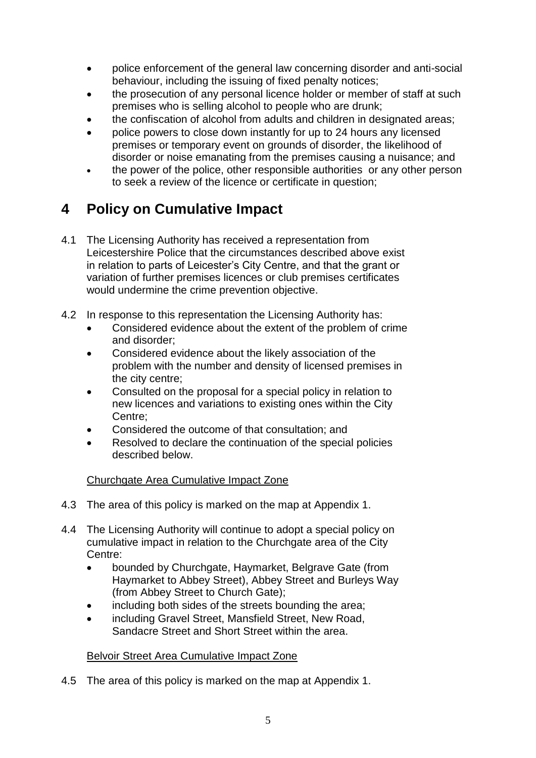- police enforcement of the general law concerning disorder and anti-social behaviour, including the issuing of fixed penalty notices;
- the prosecution of any personal licence holder or member of staff at such premises who is selling alcohol to people who are drunk;
- the confiscation of alcohol from adults and children in designated areas;
- police powers to close down instantly for up to 24 hours any licensed premises or temporary event on grounds of disorder, the likelihood of disorder or noise emanating from the premises causing a nuisance; and
- the power of the police, other responsible authorities or any other person to seek a review of the licence or certificate in question;

# 4 Policy on Cumulative Impact

4.1 The Licensing Authority has received a representation from Leicestershire Police that the circumstances described above exist in relation to parts of Leicester's City Centre, and that the grant or variation of further premises licences or club premises certificates would undermine the crime prevention objective.

4.2 In response to this representation the Licensing Authority has:

- Considered evidence about the extent of the problem of crime and disorder;
- Considered evidence about the likely association of the problem with the number and density of licensed premises in the city centre;
- Consulted on the proposal for a special policy in relation to new licences and variations to existing ones within the City Centre;
- Considered the outcome of that consultation; and
- Resolved to declare the continuation of the special policies described below.

Churchgate Area Cumulative Impact Zone

4.3 The area of this policy is marked on the map at Appendix 1.

4.4 The Licensing Authority will continue to adopt a special policy on cumulative impact in relation to the Churchgate area of the City Centre:

- bounded by Churchgate, Haymarket, Belgrave Gate (from Haymarket to Abbey Street), Abbey Street and Burleys Way (from Abbey Street to Church Gate);
- including both sides of the streets bounding the area;
- including Gravel Street, Mansfield Street, New Road, Sandacre Street and Short Street within the area.

Belvoir Street Area Cumulative Impact Zone

4.5 The area of this policy is marked on the map at Appendix 1.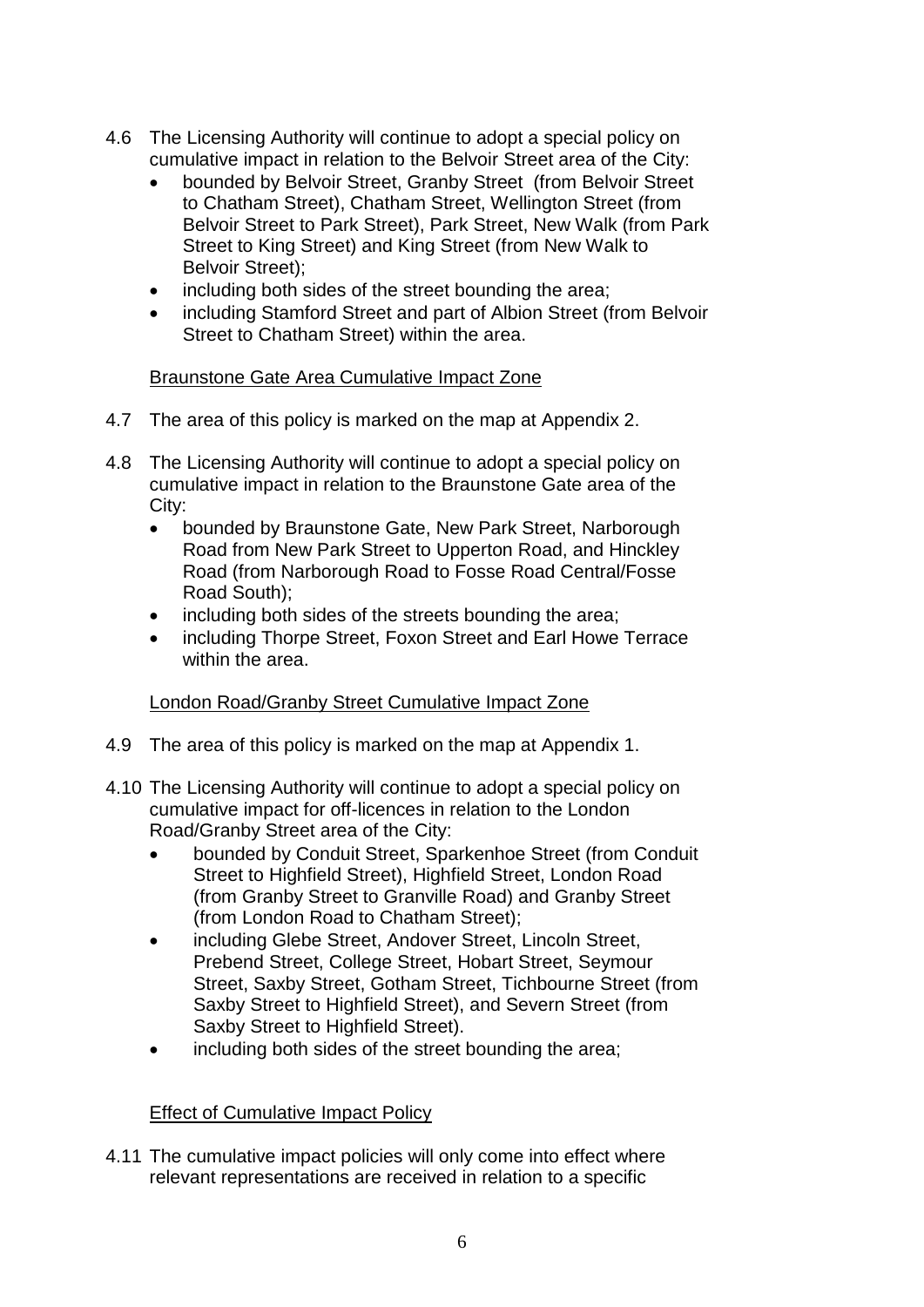4.6 The Licensing Authority will continue to adopt a special policy on cumulative impact in relation to the Belvoir Street area of the City:

- bounded by Belvoir Street, Granby Street (from Belvoir Street to Chatham Street), Chatham Street, Wellington Street (from Belvoir Street to Park Street), Park Street, New Walk (from Park Street to King Street) and King Street (from New Walk to Belvoir Street);
- including both sides of the street bounding the area;
- including Stamford Street and part of Albion Street (from Belvoir Street to Chatham Street) within the area.

Braunstone Gate Area Cumulative Impact Zone

4.7 The area of this policy is marked on the map at Appendix 2.

4.8 The Licensing Authority will continue to adopt a special policy on cumulative impact in relation to the Braunstone Gate area of the City:

- bounded by Braunstone Gate, New Park Street, Narborough Road from New Park Street to Upperton Road, and Hinckley Road (from Narborough Road to Fosse Road Central/Fosse Road South);
- including both sides of the streets bounding the area;
- including Thorpe Street, Foxon Street and Earl Howe Terrace within the area.

London Road/Granby Street Cumulative Impact Zone

4.9 The area of this policy is marked on the map at Appendix 1.

4.10 The Licensing Authority will continue to adopt a special policy on cumulative impact for off-licences in relation to the London Road/Granby Street area of the City:

- bounded by Conduit Street, Sparkenhoe Street (from Conduit Street to Highfield Street), Highfield Street, London Road (from Granby Street to Granville Road) and Granby Street (from London Road to Chatham Street);
- including Glebe Street, Andover Street, Lincoln Street, Prebend Street, College Street, Hobart Street, Seymour Street, Saxby Street, Gotham Street, Tichbourne Street (from Saxby Street to Highfield Street), and Severn Street (from Saxby Street to Highfield Street).
- including both sides of the street bounding the area;

Effect of Cumulative Impact Policy

4.11 The cumulative impact policies will only come into effect where relevant representations are received in relation to a specific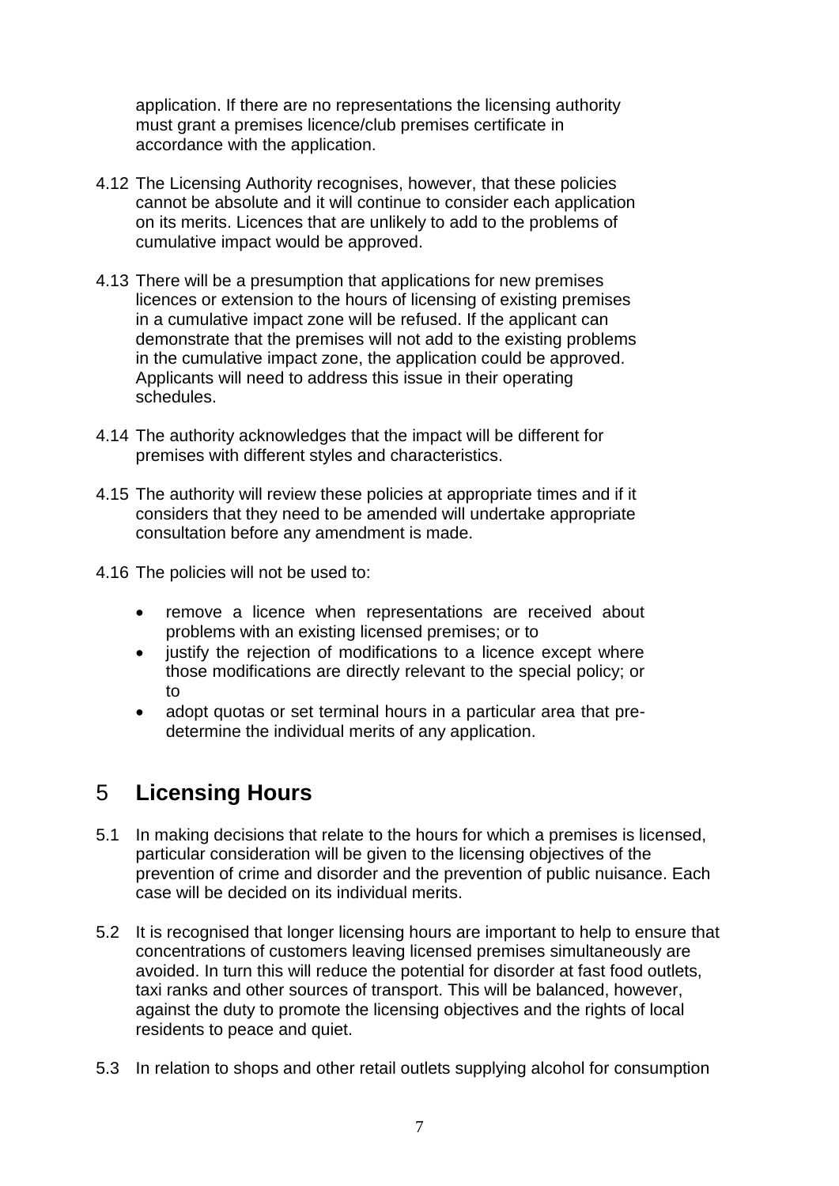application. If there are no representations the licensing authority must grant a premises licence/club premises certificate in accordance with the application.

4.12 The Licensing Authority recognises, however, that these policies cannot be absolute and it will continue to consider each application on its merits. Licences that are unlikely to add to the problems of cumulative impact would be approved.

4.13 There will be a presumption that applications for new premises licences or extension to the hours of licensing of existing premises in a cumulative impact zone will be refused. If the applicant can demonstrate that the premises will not add to the existing problems in the cumulative impact zone, the application could be approved. Applicants will need to address this issue in their operating schedules.

4.14 The authority acknowledges that the impact will be different for premises with different styles and characteristics.

4.15 The authority will review these policies at appropriate times and if it considers that they need to be amended will undertake appropriate consultation before any amendment is made.

4.16 The policies will not be used to:

- remove a licence when representations are received about problems with an existing licensed premises; or to
- justify the rejection of modifications to a licence except where those modifications are directly relevant to the special policy; or to
- adopt quotas or set terminal hours in a particular area that pre-determine the individual merits of any application.

## 5 Licensing Hours

5.1 In making decisions that relate to the hours for which a premises is licensed, particular consideration will be given to the licensing objectives of the prevention of crime and disorder and the prevention of public nuisance. Each case will be decided on its individual merits.

5.2 It is recognised that longer licensing hours are important to help to ensure that concentrations of customers leaving licensed premises simultaneously are avoided. In turn this will reduce the potential for disorder at fast food outlets, taxi ranks and other sources of transport. This will be balanced, however, against the duty to promote the licensing objectives and the rights of local residents to peace and quiet.

5.3 In relation to shops and other retail outlets supplying alcohol for consumption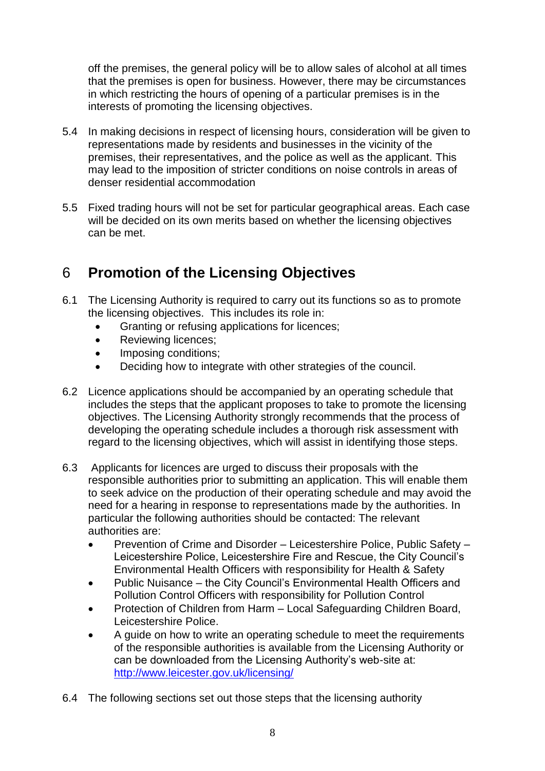off the premises, the general policy will be to allow sales of alcohol at all times that the premises is open for business. However, there may be circumstances in which restricting the hours of opening of a particular premises is in the interests of promoting the licensing objectives.

5.4 In making decisions in respect of licensing hours, consideration will be given to representations made by residents and businesses in the vicinity of the premises, their representatives, and the police as well as the applicant. This may lead to the imposition of stricter conditions on noise controls in areas of denser residential accommodation

5.5 Fixed trading hours will not be set for particular geographical areas. Each case will be decided on its own merits based on whether the licensing objectives can be met.

## 6 Promotion of the Licensing Objectives

6.1 The Licensing Authority is required to carry out its functions so as to promote the licensing objectives. This includes its role in:

- Granting or refusing applications for licences;
- Reviewing licences;
- Imposing conditions;
- Deciding how to integrate with other strategies of the council.

6.2 Licence applications should be accompanied by an operating schedule that includes the steps that the applicant proposes to take to promote the licensing objectives. The Licensing Authority strongly recommends that the process of developing the operating schedule includes a thorough risk assessment with regard to the licensing objectives, which will assist in identifying those steps.

6.3 Applicants for licences are urged to discuss their proposals with the responsible authorities prior to submitting an application. This will enable them to seek advice on the production of their operating schedule and may avoid the need for a hearing in response to representations made by the authorities. In particular the following authorities should be contacted: The relevant authorities are:

- Prevention of Crime and Disorder – Leicestershire Police, Public Safety – Leicestershire Police, Leicestershire Fire and Rescue, the City Council's Environmental Health Officers with responsibility for Health & Safety
- Public Nuisance – the City Council's Environmental Health Officers and Pollution Control Officers with responsibility for Pollution Control
- Protection of Children from Harm – Local Safeguarding Children Board, Leicestershire Police.
- A guide on how to write an operating schedule to meet the requirements of the responsible authorities is available from the Licensing Authority or can be downloaded from the Licensing Authority's web-site at: http://www.leicester.gov.uk/licensing/

6.4 The following sections set out those steps that the licensing authority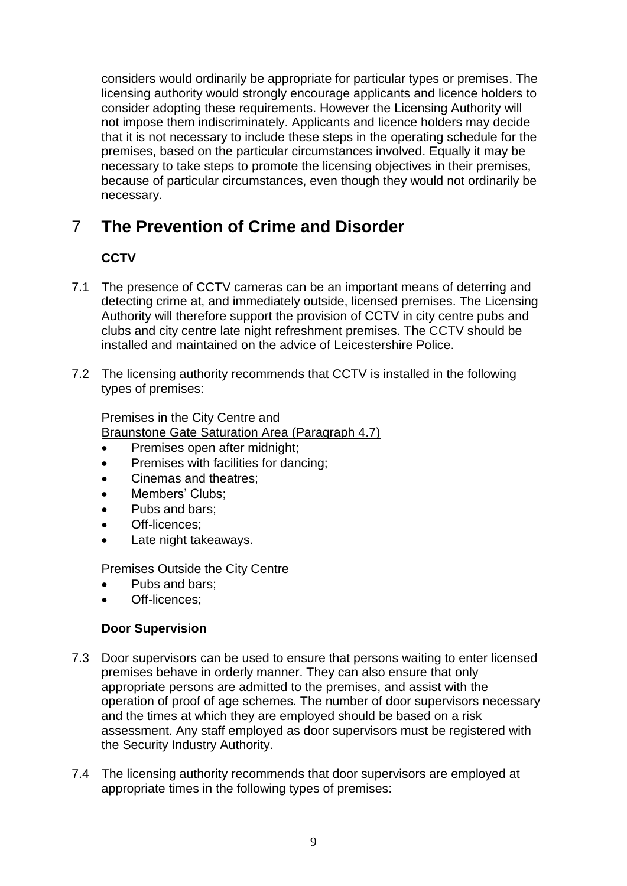considers would ordinarily be appropriate for particular types or premises. The licensing authority would strongly encourage applicants and licence holders to consider adopting these requirements. However the Licensing Authority will not impose them indiscriminately. Applicants and licence holders may decide that it is not necessary to include these steps in the operating schedule for the premises, based on the particular circumstances involved. Equally it may be necessary to take steps to promote the licensing objectives in their premises, because of particular circumstances, even though they would not ordinarily be necessary.

# 7 The Prevention of Crime and Disorder

**CCTV**

7.1 The presence of CCTV cameras can be an important means of deterring and detecting crime at, and immediately outside, licensed premises. The Licensing Authority will therefore support the provision of CCTV in city centre pubs and clubs and city centre late night refreshment premises. The CCTV should be installed and maintained on the advice of Leicestershire Police.

7.2 The licensing authority recommends that CCTV is installed in the following types of premises:

<u>Premises in the City Centre and Braunstone Gate Saturation Area (Paragraph 4.7)</u>

- Premises open after midnight;
- Premises with facilities for dancing;
- Cinemas and theatres;
- Members' Clubs;
- Pubs and bars;
- Off-licences;
- Late night takeaways.

<u>Premises Outside the City Centre</u>

- Pubs and bars;
- Off-licences;

**Door Supervision**

7.3 Door supervisors can be used to ensure that persons waiting to enter licensed premises behave in orderly manner. They can also ensure that only appropriate persons are admitted to the premises, and assist with the operation of proof of age schemes. The number of door supervisors necessary and the times at which they are employed should be based on a risk assessment. Any staff employed as door supervisors must be registered with the Security Industry Authority.

7.4 The licensing authority recommends that door supervisors are employed at appropriate times in the following types of premises: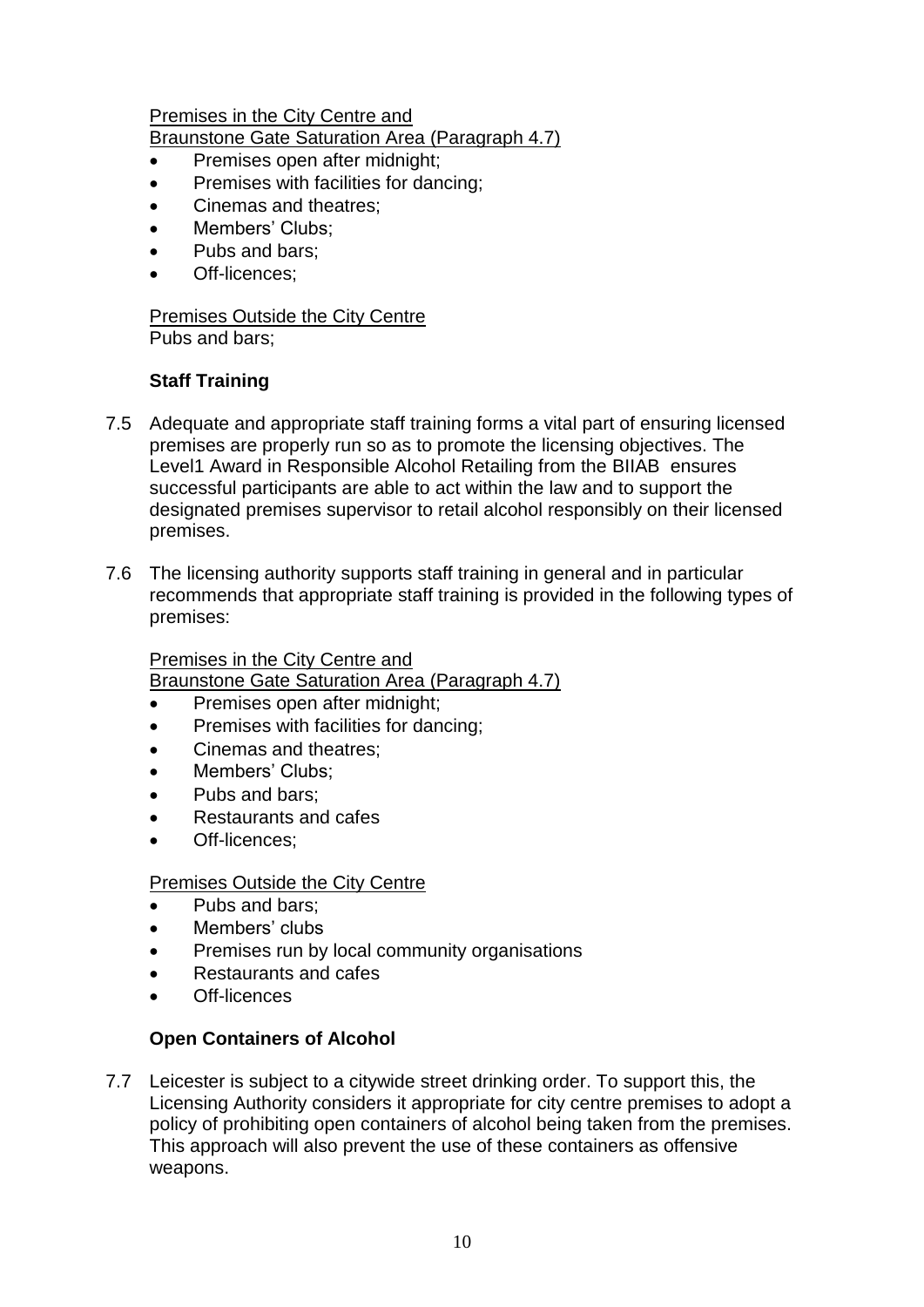Premises in the City Centre and
Braunstone Gate Saturation Area (Paragraph 4.7)

- Premises open after midnight;
- Premises with facilities for dancing;
- Cinemas and theatres;
- Members' Clubs;
- Pubs and bars;
- Off-licences;

Premises Outside the City Centre
Pubs and bars;

### Staff Training

7.5 Adequate and appropriate staff training forms a vital part of ensuring licensed premises are properly run so as to promote the licensing objectives. The Level1 Award in Responsible Alcohol Retailing from the BIIAB ensures successful participants are able to act within the law and to support the designated premises supervisor to retail alcohol responsibly on their licensed premises.

7.6 The licensing authority supports staff training in general and in particular recommends that appropriate staff training is provided in the following types of premises:

Premises in the City Centre and
Braunstone Gate Saturation Area (Paragraph 4.7)

- Premises open after midnight;
- Premises with facilities for dancing;
- Cinemas and theatres;
- Members' Clubs;
- Pubs and bars;
- Restaurants and cafes
- Off-licences;

Premises Outside the City Centre

- Pubs and bars;
- Members' clubs
- Premises run by local community organisations
- Restaurants and cafes
- Off-licences

### Open Containers of Alcohol

7.7 Leicester is subject to a citywide street drinking order. To support this, the Licensing Authority considers it appropriate for city centre premises to adopt a policy of prohibiting open containers of alcohol being taken from the premises. This approach will also prevent the use of these containers as offensive weapons.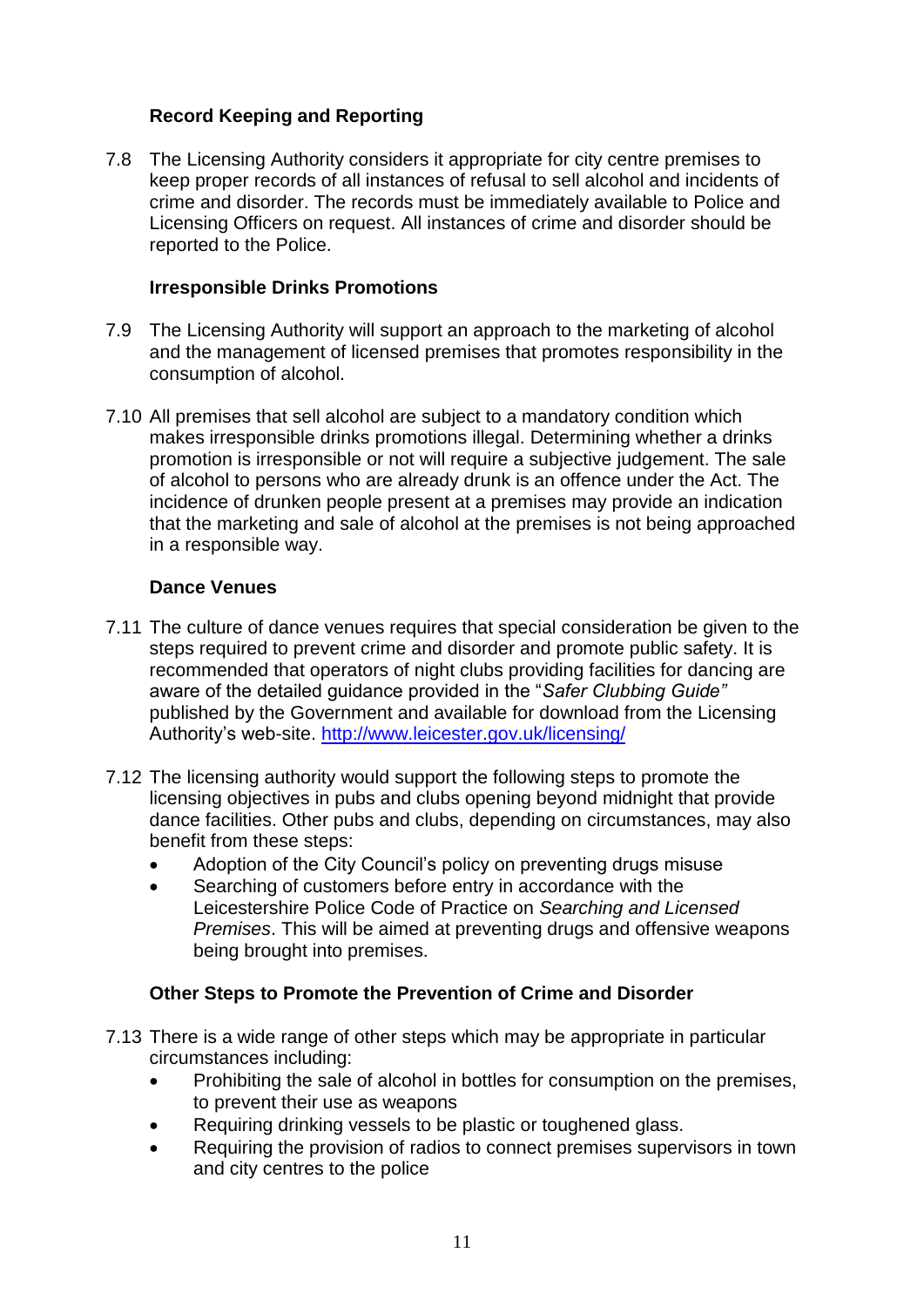### Record Keeping and Reporting

7.8 The Licensing Authority considers it appropriate for city centre premises to keep proper records of all instances of refusal to sell alcohol and incidents of crime and disorder. The records must be immediately available to Police and Licensing Officers on request. All instances of crime and disorder should be reported to the Police.

### Irresponsible Drinks Promotions

7.9 The Licensing Authority will support an approach to the marketing of alcohol and the management of licensed premises that promotes responsibility in the consumption of alcohol.

7.10 All premises that sell alcohol are subject to a mandatory condition which makes irresponsible drinks promotions illegal. Determining whether a drinks promotion is irresponsible or not will require a subjective judgement. The sale of alcohol to persons who are already drunk is an offence under the Act. The incidence of drunken people present at a premises may provide an indication that the marketing and sale of alcohol at the premises is not being approached in a responsible way.

### Dance Venues

7.11 The culture of dance venues requires that special consideration be given to the steps required to prevent crime and disorder and promote public safety. It is recommended that operators of night clubs providing facilities for dancing are aware of the detailed guidance provided in the "*Safer Clubbing Guide"* published by the Government and available for download from the Licensing Authority's web-site. [http://www.leicester.gov.uk/licensing/](http://www.leicester.gov.uk/licensing/)

7.12 The licensing authority would support the following steps to promote the licensing objectives in pubs and clubs opening beyond midnight that provide dance facilities. Other pubs and clubs, depending on circumstances, may also benefit from these steps:

- Adoption of the City Council's policy on preventing drugs misuse
- Searching of customers before entry in accordance with the Leicestershire Police Code of Practice on *Searching and Licensed Premises*. This will be aimed at preventing drugs and offensive weapons being brought into premises.

### Other Steps to Promote the Prevention of Crime and Disorder

7.13 There is a wide range of other steps which may be appropriate in particular circumstances including:

- Prohibiting the sale of alcohol in bottles for consumption on the premises, to prevent their use as weapons
- Requiring drinking vessels to be plastic or toughened glass.
- Requiring the provision of radios to connect premises supervisors in town and city centres to the police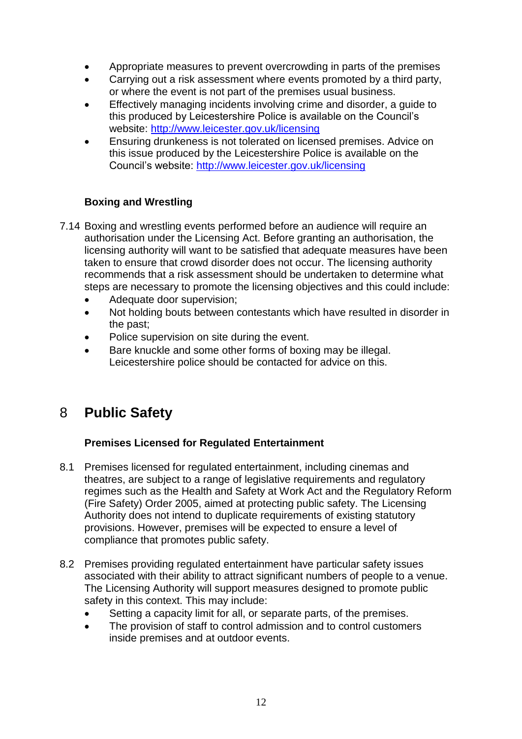- Appropriate measures to prevent overcrowding in parts of the premises
- Carrying out a risk assessment where events promoted by a third party, or where the event is not part of the premises usual business.
- Effectively managing incidents involving crime and disorder, a guide to this produced by Leicestershire Police is available on the Council's website: http://www.leicester.gov.uk/licensing
- Ensuring drunkeness is not tolerated on licensed premises. Advice on this issue produced by the Leicestershire Police is available on the Council's website: http://www.leicester.gov.uk/licensing

### Boxing and Wrestling

7.14 Boxing and wrestling events performed before an audience will require an authorisation under the Licensing Act. Before granting an authorisation, the licensing authority will want to be satisfied that adequate measures have been taken to ensure that crowd disorder does not occur. The licensing authority recommends that a risk assessment should be undertaken to determine what steps are necessary to promote the licensing objectives and this could include:

- Adequate door supervision;
- Not holding bouts between contestants which have resulted in disorder in the past;
- Police supervision on site during the event.
- Bare knuckle and some other forms of boxing may be illegal. Leicestershire police should be contacted for advice on this.

# 8 Public Safety

### Premises Licensed for Regulated Entertainment

8.1 Premises licensed for regulated entertainment, including cinemas and theatres, are subject to a range of legislative requirements and regulatory regimes such as the Health and Safety at Work Act and the Regulatory Reform (Fire Safety) Order 2005, aimed at protecting public safety. The Licensing Authority does not intend to duplicate requirements of existing statutory provisions. However, premises will be expected to ensure a level of compliance that promotes public safety.

8.2 Premises providing regulated entertainment have particular safety issues associated with their ability to attract significant numbers of people to a venue. The Licensing Authority will support measures designed to promote public safety in this context. This may include:

- Setting a capacity limit for all, or separate parts, of the premises.
- The provision of staff to control admission and to control customers inside premises and at outdoor events.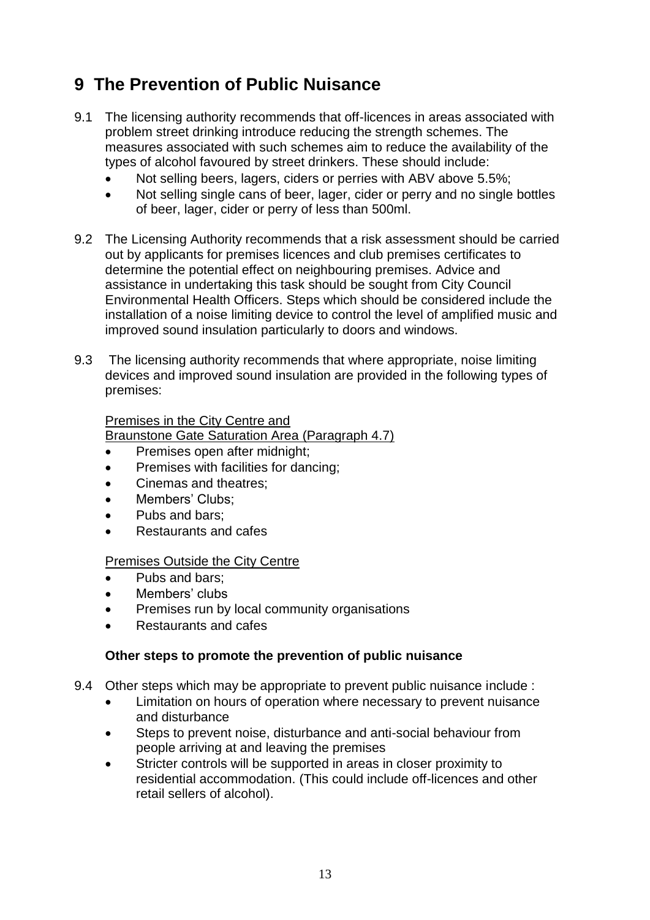# 9 The Prevention of Public Nuisance

9.1 The licensing authority recommends that off-licences in areas associated with problem street drinking introduce reducing the strength schemes. The measures associated with such schemes aim to reduce the availability of the types of alcohol favoured by street drinkers. These should include:

- Not selling beers, lagers, ciders or perries with ABV above 5.5%;
- Not selling single cans of beer, lager, cider or perry and no single bottles of beer, lager, cider or perry of less than 500ml.

9.2 The Licensing Authority recommends that a risk assessment should be carried out by applicants for premises licences and club premises certificates to determine the potential effect on neighbouring premises. Advice and assistance in undertaking this task should be sought from City Council Environmental Health Officers. Steps which should be considered include the installation of a noise limiting device to control the level of amplified music and improved sound insulation particularly to doors and windows.

9.3 The licensing authority recommends that where appropriate, noise limiting devices and improved sound insulation are provided in the following types of premises:

Premises in the City Centre and
Braunstone Gate Saturation Area (Paragraph 4.7)

- Premises open after midnight;
- Premises with facilities for dancing;
- Cinemas and theatres;
- Members' Clubs;
- Pubs and bars;
- Restaurants and cafes

Premises Outside the City Centre

- Pubs and bars;
- Members' clubs
- Premises run by local community organisations
- Restaurants and cafes

**Other steps to promote the prevention of public nuisance**

9.4 Other steps which may be appropriate to prevent public nuisance include :

- Limitation on hours of operation where necessary to prevent nuisance and disturbance
- Steps to prevent noise, disturbance and anti-social behaviour from people arriving at and leaving the premises
- Stricter controls will be supported in areas in closer proximity to residential accommodation. (This could include off-licences and other retail sellers of alcohol).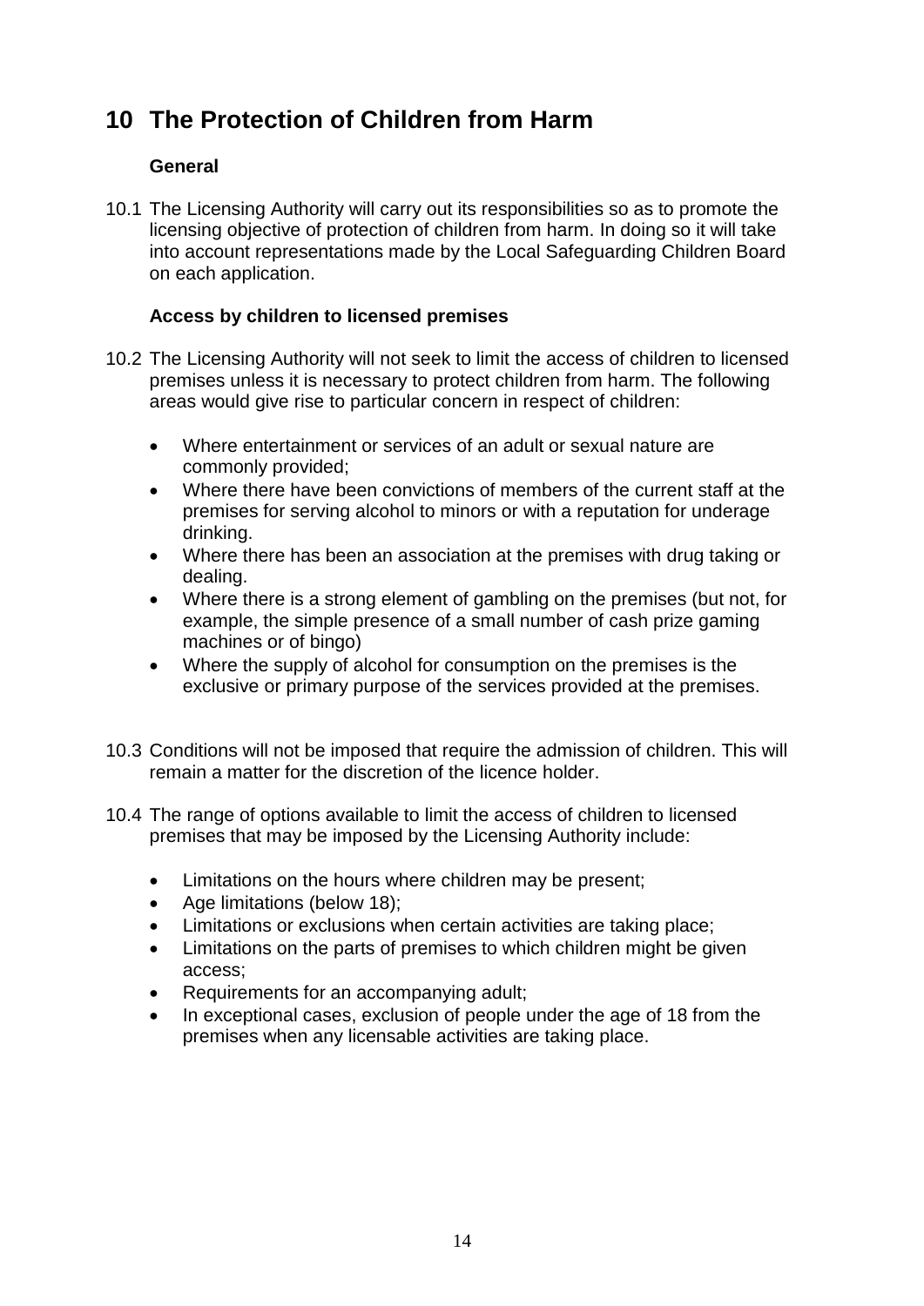# 10 The Protection of Children from Harm

### General

10.1 The Licensing Authority will carry out its responsibilities so as to promote the licensing objective of protection of children from harm. In doing so it will take into account representations made by the Local Safeguarding Children Board on each application.

### Access by children to licensed premises

10.2 The Licensing Authority will not seek to limit the access of children to licensed premises unless it is necessary to protect children from harm. The following areas would give rise to particular concern in respect of children:

- Where entertainment or services of an adult or sexual nature are commonly provided;
- Where there have been convictions of members of the current staff at the premises for serving alcohol to minors or with a reputation for underage drinking.
- Where there has been an association at the premises with drug taking or dealing.
- Where there is a strong element of gambling on the premises (but not, for example, the simple presence of a small number of cash prize gaming machines or of bingo)
- Where the supply of alcohol for consumption on the premises is the exclusive or primary purpose of the services provided at the premises.

10.3 Conditions will not be imposed that require the admission of children. This will remain a matter for the discretion of the licence holder.

10.4 The range of options available to limit the access of children to licensed premises that may be imposed by the Licensing Authority include:

- Limitations on the hours where children may be present;
- Age limitations (below 18);
- Limitations or exclusions when certain activities are taking place;
- Limitations on the parts of premises to which children might be given access;
- Requirements for an accompanying adult;
- In exceptional cases, exclusion of people under the age of 18 from the premises when any licensable activities are taking place.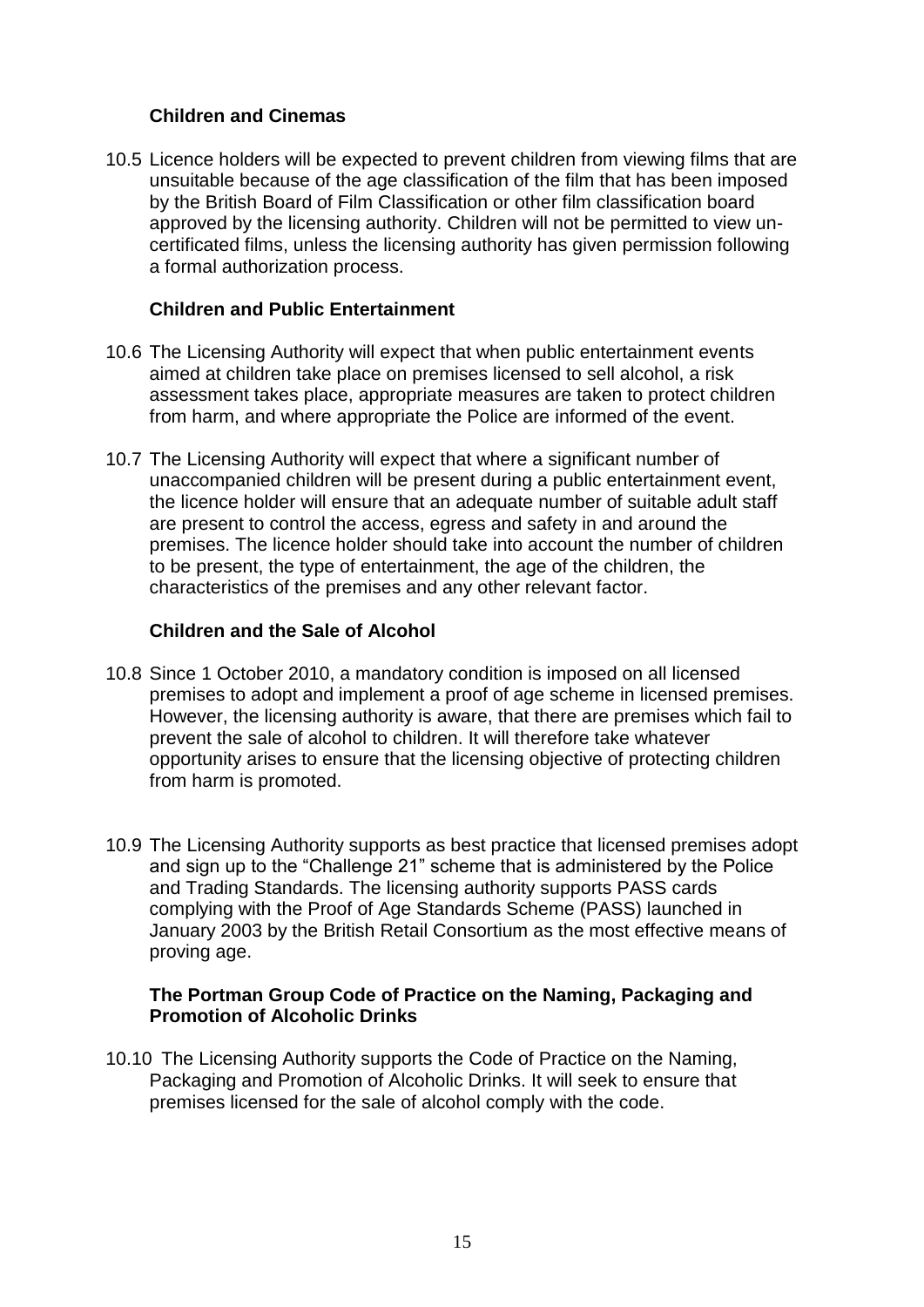### Children and Cinemas

10.5 Licence holders will be expected to prevent children from viewing films that are unsuitable because of the age classification of the film that has been imposed by the British Board of Film Classification or other film classification board approved by the licensing authority. Children will not be permitted to view un-certificated films, unless the licensing authority has given permission following a formal authorization process.

### Children and Public Entertainment

10.6 The Licensing Authority will expect that when public entertainment events aimed at children take place on premises licensed to sell alcohol, a risk assessment takes place, appropriate measures are taken to protect children from harm, and where appropriate the Police are informed of the event.

10.7 The Licensing Authority will expect that where a significant number of unaccompanied children will be present during a public entertainment event, the licence holder will ensure that an adequate number of suitable adult staff are present to control the access, egress and safety in and around the premises. The licence holder should take into account the number of children to be present, the type of entertainment, the age of the children, the characteristics of the premises and any other relevant factor.

### Children and the Sale of Alcohol

10.8 Since 1 October 2010, a mandatory condition is imposed on all licensed premises to adopt and implement a proof of age scheme in licensed premises. However, the licensing authority is aware, that there are premises which fail to prevent the sale of alcohol to children. It will therefore take whatever opportunity arises to ensure that the licensing objective of protecting children from harm is promoted.

10.9 The Licensing Authority supports as best practice that licensed premises adopt and sign up to the "Challenge 21" scheme that is administered by the Police and Trading Standards. The licensing authority supports PASS cards complying with the Proof of Age Standards Scheme (PASS) launched in January 2003 by the British Retail Consortium as the most effective means of proving age.

### The Portman Group Code of Practice on the Naming, Packaging and Promotion of Alcoholic Drinks

10.10 The Licensing Authority supports the Code of Practice on the Naming, Packaging and Promotion of Alcoholic Drinks. It will seek to ensure that premises licensed for the sale of alcohol comply with the code.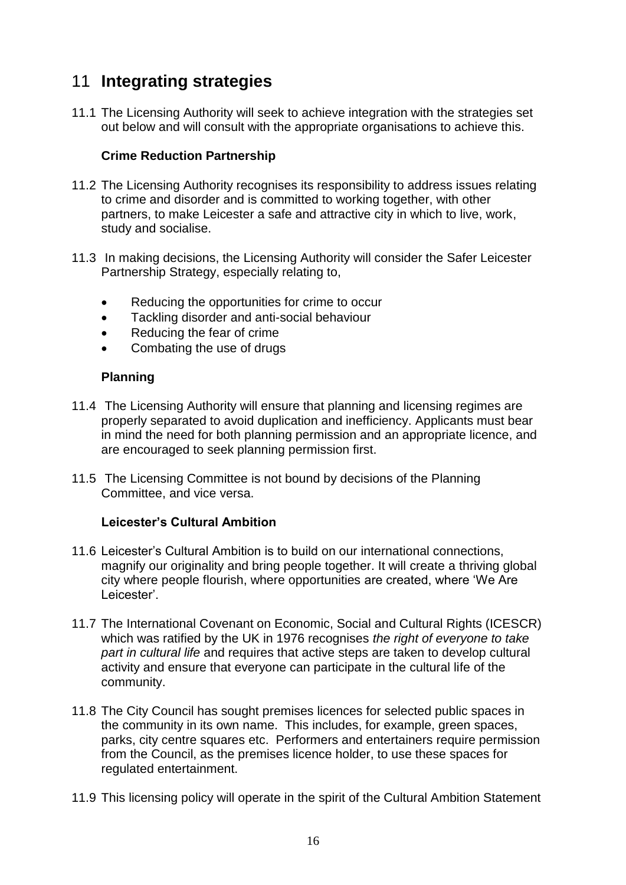# 11 Integrating strategies

11.1 The Licensing Authority will seek to achieve integration with the strategies set out below and will consult with the appropriate organisations to achieve this.

### Crime Reduction Partnership

11.2 The Licensing Authority recognises its responsibility to address issues relating to crime and disorder and is committed to working together, with other partners, to make Leicester a safe and attractive city in which to live, work, study and socialise.

11.3 In making decisions, the Licensing Authority will consider the Safer Leicester Partnership Strategy, especially relating to,

- Reducing the opportunities for crime to occur
- Tackling disorder and anti-social behaviour
- Reducing the fear of crime
- Combating the use of drugs

### Planning

11.4 The Licensing Authority will ensure that planning and licensing regimes are properly separated to avoid duplication and inefficiency. Applicants must bear in mind the need for both planning permission and an appropriate licence, and are encouraged to seek planning permission first.

11.5 The Licensing Committee is not bound by decisions of the Planning Committee, and vice versa.

### Leicester's Cultural Ambition

11.6 Leicester's Cultural Ambition is to build on our international connections, magnify our originality and bring people together. It will create a thriving global city where people flourish, where opportunities are created, where 'We Are Leicester'.

11.7 The International Covenant on Economic, Social and Cultural Rights (ICESCR) which was ratified by the UK in 1976 recognises *the right of everyone to take part in cultural life* and requires that active steps are taken to develop cultural activity and ensure that everyone can participate in the cultural life of the community.

11.8 The City Council has sought premises licences for selected public spaces in the community in its own name. This includes, for example, green spaces, parks, city centre squares etc. Performers and entertainers require permission from the Council, as the premises licence holder, to use these spaces for regulated entertainment.

11.9 This licensing policy will operate in the spirit of the Cultural Ambition Statement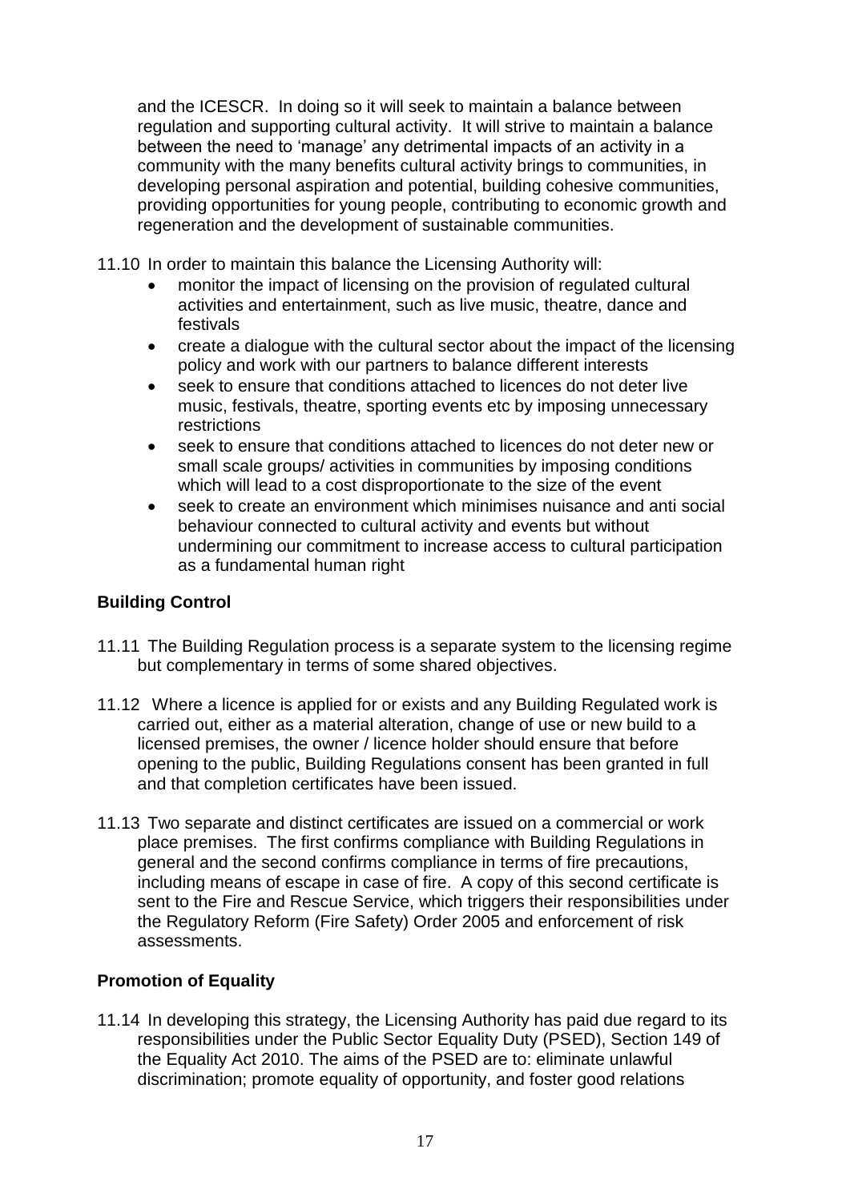and the ICESCR. In doing so it will seek to maintain a balance between regulation and supporting cultural activity. It will strive to maintain a balance between the need to 'manage' any detrimental impacts of an activity in a community with the many benefits cultural activity brings to communities, in developing personal aspiration and potential, building cohesive communities, providing opportunities for young people, contributing to economic growth and regeneration and the development of sustainable communities.

11.10 In order to maintain this balance the Licensing Authority will:

- monitor the impact of licensing on the provision of regulated cultural activities and entertainment, such as live music, theatre, dance and festivals
- create a dialogue with the cultural sector about the impact of the licensing policy and work with our partners to balance different interests
- seek to ensure that conditions attached to licences do not deter live music, festivals, theatre, sporting events etc by imposing unnecessary restrictions
- seek to ensure that conditions attached to licences do not deter new or small scale groups/ activities in communities by imposing conditions which will lead to a cost disproportionate to the size of the event
- seek to create an environment which minimises nuisance and anti social behaviour connected to cultural activity and events but without undermining our commitment to increase access to cultural participation as a fundamental human right

**Building Control**

11.11 The Building Regulation process is a separate system to the licensing regime but complementary in terms of some shared objectives.

11.12 Where a licence is applied for or exists and any Building Regulated work is carried out, either as a material alteration, change of use or new build to a licensed premises, the owner / licence holder should ensure that before opening to the public, Building Regulations consent has been granted in full and that completion certificates have been issued.

11.13 Two separate and distinct certificates are issued on a commercial or work place premises. The first confirms compliance with Building Regulations in general and the second confirms compliance in terms of fire precautions, including means of escape in case of fire. A copy of this second certificate is sent to the Fire and Rescue Service, which triggers their responsibilities under the Regulatory Reform (Fire Safety) Order 2005 and enforcement of risk assessments.

**Promotion of Equality**

11.14 In developing this strategy, the Licensing Authority has paid due regard to its responsibilities under the Public Sector Equality Duty (PSED), Section 149 of the Equality Act 2010. The aims of the PSED are to: eliminate unlawful discrimination; promote equality of opportunity, and foster good relations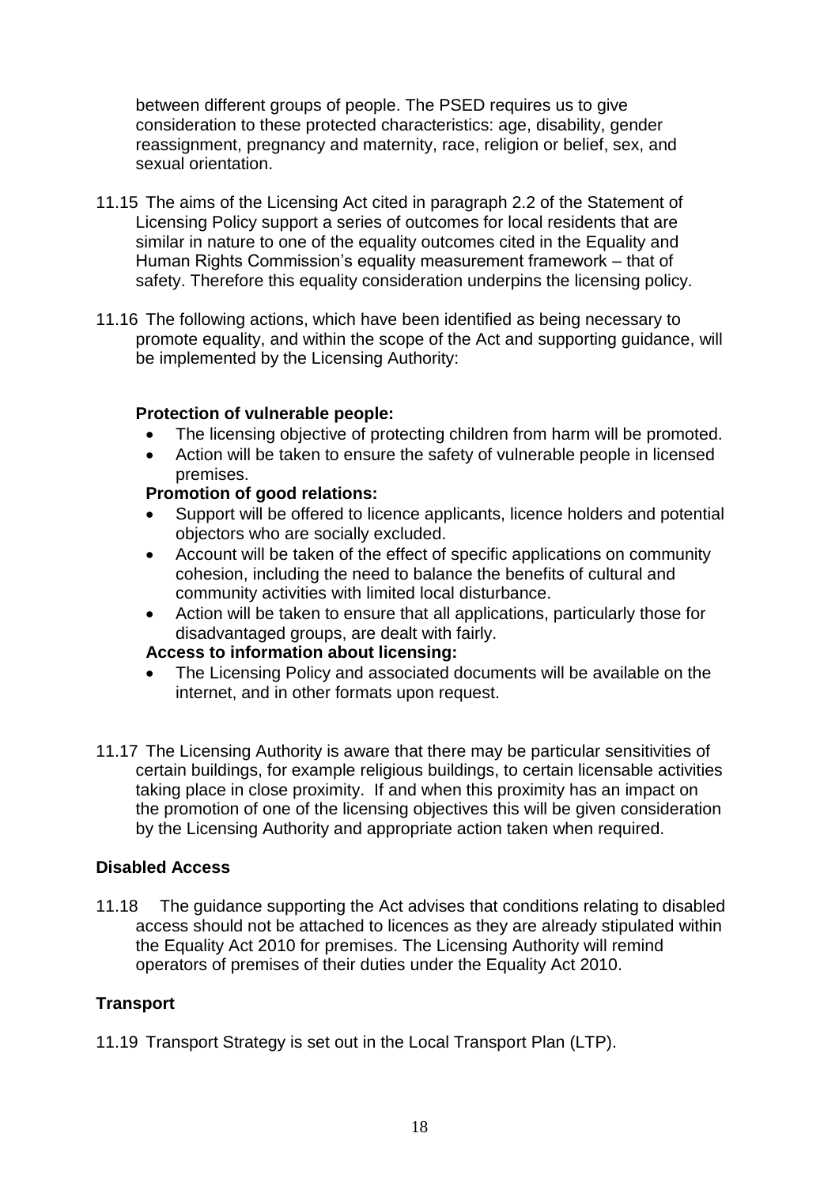between different groups of people. The PSED requires us to give consideration to these protected characteristics: age, disability, gender reassignment, pregnancy and maternity, race, religion or belief, sex, and sexual orientation.

11.15 The aims of the Licensing Act cited in paragraph 2.2 of the Statement of Licensing Policy support a series of outcomes for local residents that are similar in nature to one of the equality outcomes cited in the Equality and Human Rights Commission's equality measurement framework – that of safety. Therefore this equality consideration underpins the licensing policy.

11.16 The following actions, which have been identified as being necessary to promote equality, and within the scope of the Act and supporting guidance, will be implemented by the Licensing Authority:

**Protection of vulnerable people:**

- The licensing objective of protecting children from harm will be promoted.
- Action will be taken to ensure the safety of vulnerable people in licensed premises.

**Promotion of good relations:**

- Support will be offered to licence applicants, licence holders and potential objectors who are socially excluded.
- Account will be taken of the effect of specific applications on community cohesion, including the need to balance the benefits of cultural and community activities with limited local disturbance.
- Action will be taken to ensure that all applications, particularly those for disadvantaged groups, are dealt with fairly.

**Access to information about licensing:**

- The Licensing Policy and associated documents will be available on the internet, and in other formats upon request.

11.17 The Licensing Authority is aware that there may be particular sensitivities of certain buildings, for example religious buildings, to certain licensable activities taking place in close proximity. If and when this proximity has an impact on the promotion of one of the licensing objectives this will be given consideration by the Licensing Authority and appropriate action taken when required.

## Disabled Access

11.18 The guidance supporting the Act advises that conditions relating to disabled access should not be attached to licences as they are already stipulated within the Equality Act 2010 for premises. The Licensing Authority will remind operators of premises of their duties under the Equality Act 2010.

## Transport

11.19 Transport Strategy is set out in the Local Transport Plan (LTP).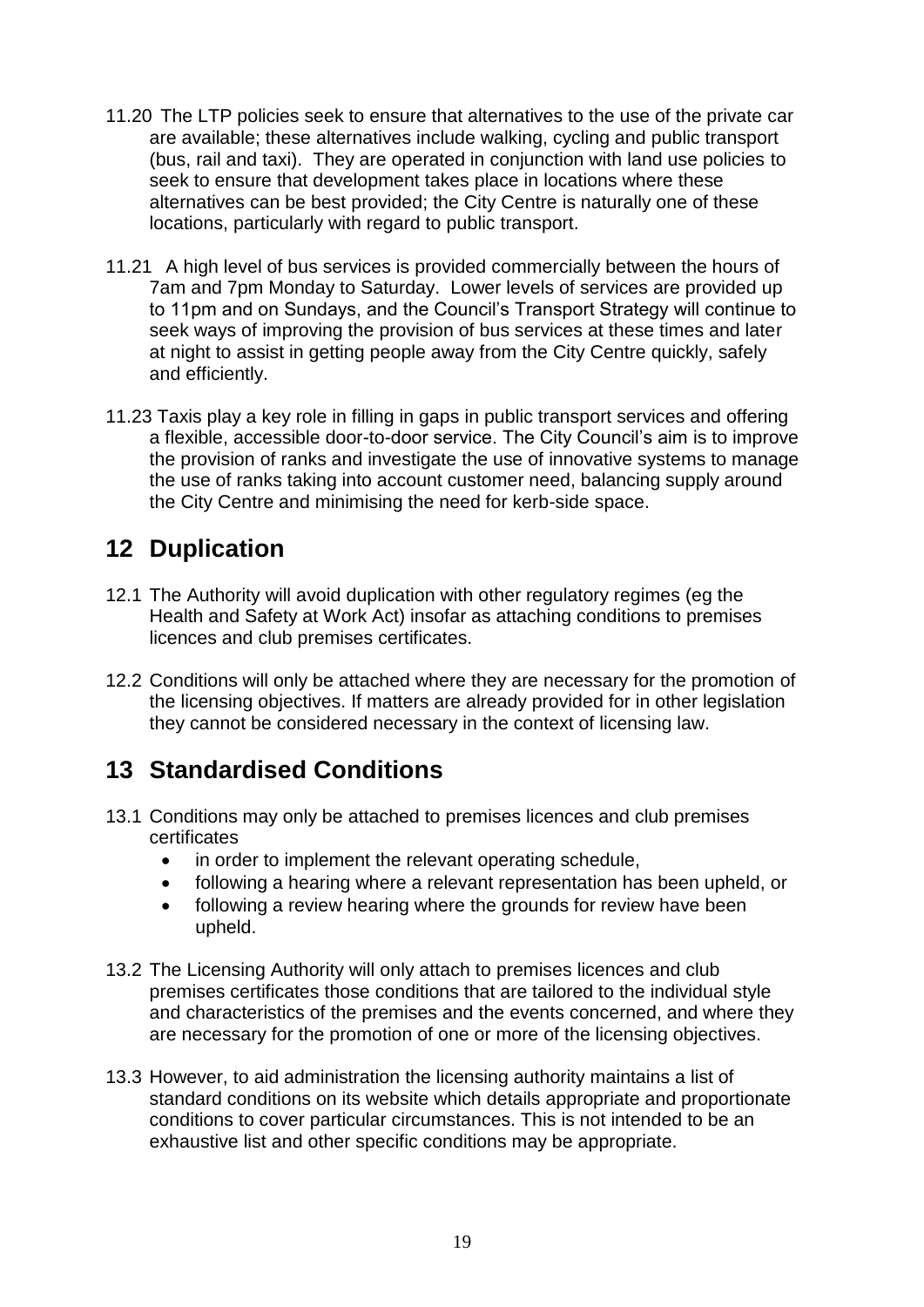11.20 The LTP policies seek to ensure that alternatives to the use of the private car are available; these alternatives include walking, cycling and public transport (bus, rail and taxi). They are operated in conjunction with land use policies to seek to ensure that development takes place in locations where these alternatives can be best provided; the City Centre is naturally one of these locations, particularly with regard to public transport.

11.21 A high level of bus services is provided commercially between the hours of 7am and 7pm Monday to Saturday. Lower levels of services are provided up to 11pm and on Sundays, and the Council's Transport Strategy will continue to seek ways of improving the provision of bus services at these times and later at night to assist in getting people away from the City Centre quickly, safely and efficiently.

11.23 Taxis play a key role in filling in gaps in public transport services and offering a flexible, accessible door-to-door service. The City Council's aim is to improve the provision of ranks and investigate the use of innovative systems to manage the use of ranks taking into account customer need, balancing supply around the City Centre and minimising the need for kerb-side space.

## 12 Duplication

12.1 The Authority will avoid duplication with other regulatory regimes (eg the Health and Safety at Work Act) insofar as attaching conditions to premises licences and club premises certificates.

12.2 Conditions will only be attached where they are necessary for the promotion of the licensing objectives. If matters are already provided for in other legislation they cannot be considered necessary in the context of licensing law.

## 13 Standardised Conditions

13.1 Conditions may only be attached to premises licences and club premises certificates
- in order to implement the relevant operating schedule,
- following a hearing where a relevant representation has been upheld, or
- following a review hearing where the grounds for review have been upheld.

13.2 The Licensing Authority will only attach to premises licences and club premises certificates those conditions that are tailored to the individual style and characteristics of the premises and the events concerned, and where they are necessary for the promotion of one or more of the licensing objectives.

13.3 However, to aid administration the licensing authority maintains a list of standard conditions on its website which details appropriate and proportionate conditions to cover particular circumstances. This is not intended to be an exhaustive list and other specific conditions may be appropriate.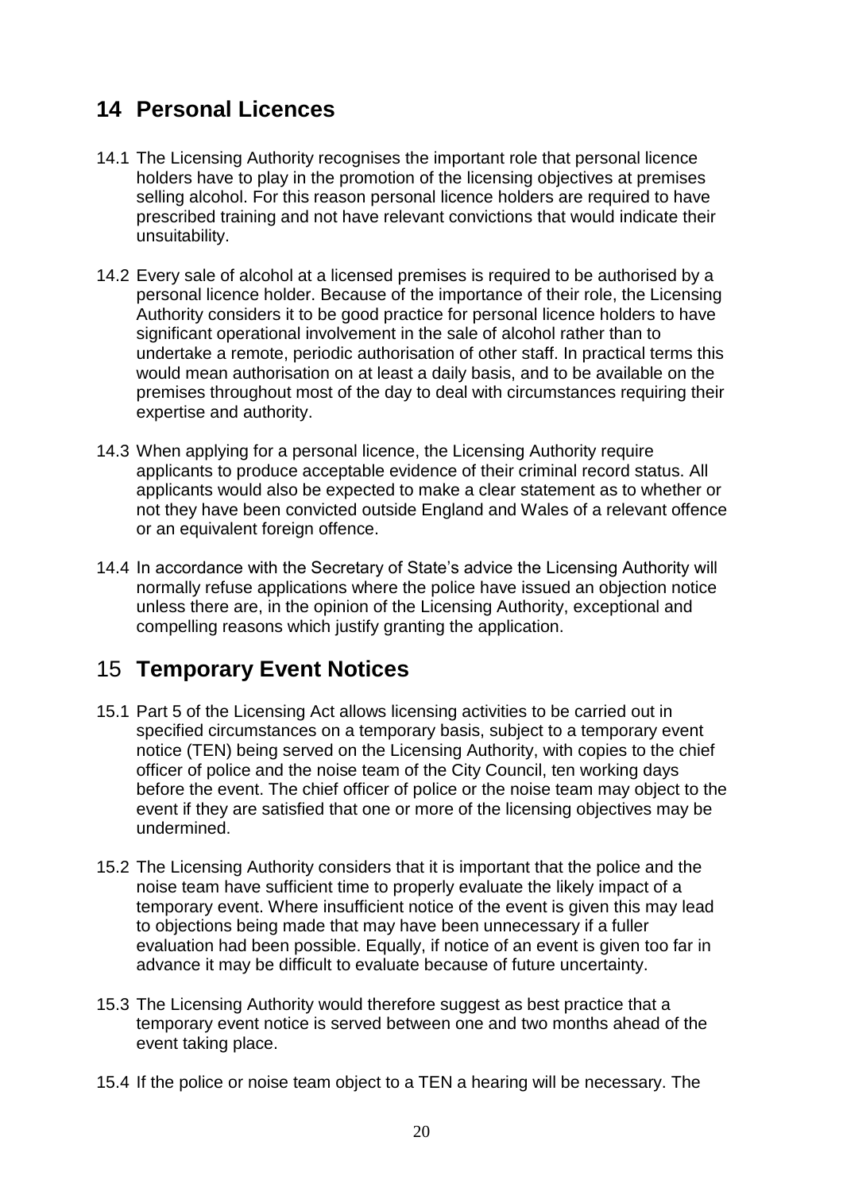## 14 Personal Licences

14.1 The Licensing Authority recognises the important role that personal licence holders have to play in the promotion of the licensing objectives at premises selling alcohol. For this reason personal licence holders are required to have prescribed training and not have relevant convictions that would indicate their unsuitability.

14.2 Every sale of alcohol at a licensed premises is required to be authorised by a personal licence holder. Because of the importance of their role, the Licensing Authority considers it to be good practice for personal licence holders to have significant operational involvement in the sale of alcohol rather than to undertake a remote, periodic authorisation of other staff. In practical terms this would mean authorisation on at least a daily basis, and to be available on the premises throughout most of the day to deal with circumstances requiring their expertise and authority.

14.3 When applying for a personal licence, the Licensing Authority require applicants to produce acceptable evidence of their criminal record status. All applicants would also be expected to make a clear statement as to whether or not they have been convicted outside England and Wales of a relevant offence or an equivalent foreign offence.

14.4 In accordance with the Secretary of State's advice the Licensing Authority will normally refuse applications where the police have issued an objection notice unless there are, in the opinion of the Licensing Authority, exceptional and compelling reasons which justify granting the application.

## 15 Temporary Event Notices

15.1 Part 5 of the Licensing Act allows licensing activities to be carried out in specified circumstances on a temporary basis, subject to a temporary event notice (TEN) being served on the Licensing Authority, with copies to the chief officer of police and the noise team of the City Council, ten working days before the event. The chief officer of police or the noise team may object to the event if they are satisfied that one or more of the licensing objectives may be undermined.

15.2 The Licensing Authority considers that it is important that the police and the noise team have sufficient time to properly evaluate the likely impact of a temporary event. Where insufficient notice of the event is given this may lead to objections being made that may have been unnecessary if a fuller evaluation had been possible. Equally, if notice of an event is given too far in advance it may be difficult to evaluate because of future uncertainty.

15.3 The Licensing Authority would therefore suggest as best practice that a temporary event notice is served between one and two months ahead of the event taking place.

15.4 If the police or noise team object to a TEN a hearing will be necessary. The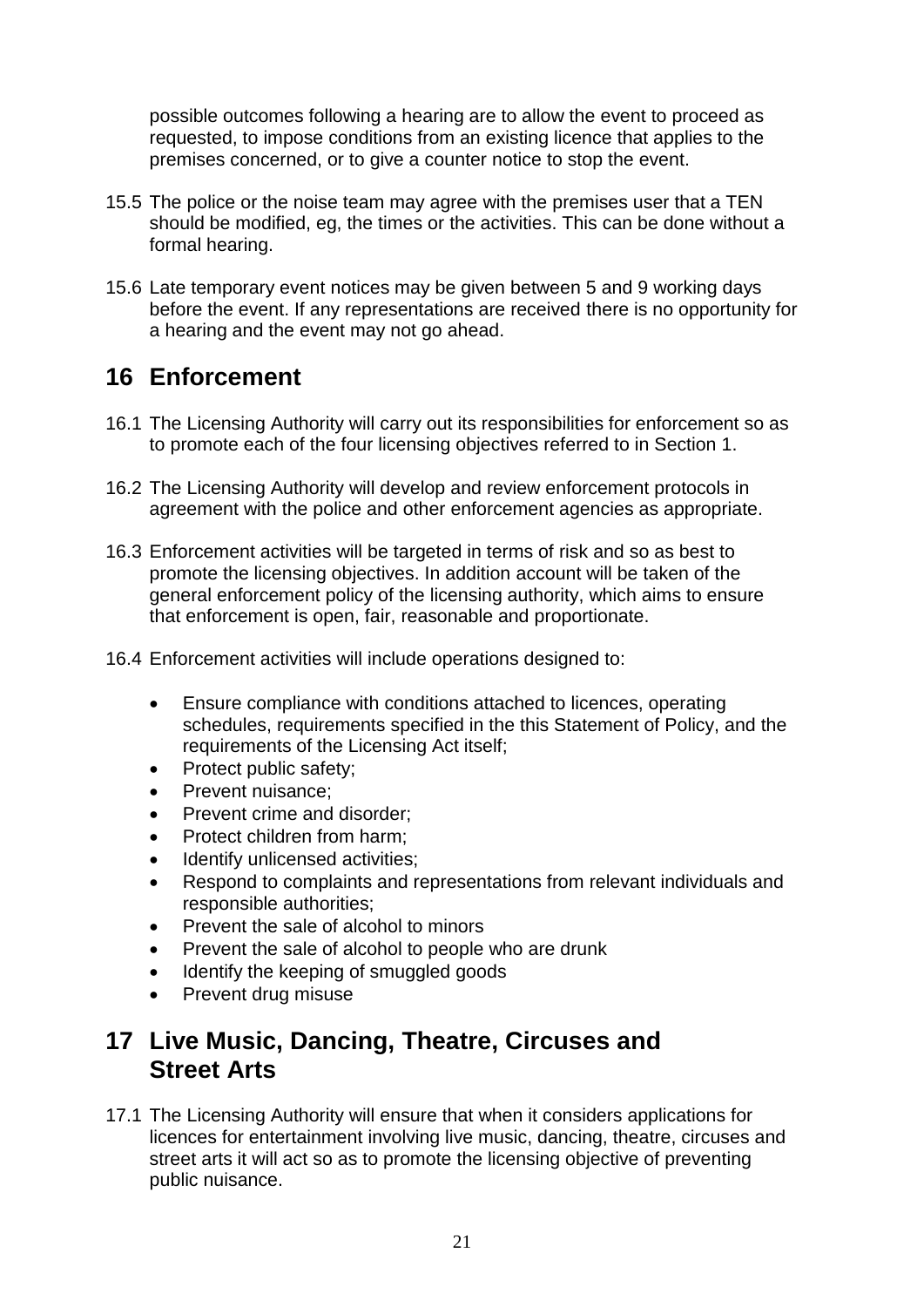possible outcomes following a hearing are to allow the event to proceed as requested, to impose conditions from an existing licence that applies to the premises concerned, or to give a counter notice to stop the event.

15.5 The police or the noise team may agree with the premises user that a TEN should be modified, eg, the times or the activities. This can be done without a formal hearing.

15.6 Late temporary event notices may be given between 5 and 9 working days before the event. If any representations are received there is no opportunity for a hearing and the event may not go ahead.

## 16 Enforcement

16.1 The Licensing Authority will carry out its responsibilities for enforcement so as to promote each of the four licensing objectives referred to in Section 1.

16.2 The Licensing Authority will develop and review enforcement protocols in agreement with the police and other enforcement agencies as appropriate.

16.3 Enforcement activities will be targeted in terms of risk and so as best to promote the licensing objectives. In addition account will be taken of the general enforcement policy of the licensing authority, which aims to ensure that enforcement is open, fair, reasonable and proportionate.

16.4 Enforcement activities will include operations designed to:

- Ensure compliance with conditions attached to licences, operating schedules, requirements specified in the this Statement of Policy, and the requirements of the Licensing Act itself;
- Protect public safety;
- Prevent nuisance;
- Prevent crime and disorder;
- Protect children from harm;
- Identify unlicensed activities;
- Respond to complaints and representations from relevant individuals and responsible authorities;
- Prevent the sale of alcohol to minors
- Prevent the sale of alcohol to people who are drunk
- Identify the keeping of smuggled goods
- Prevent drug misuse

## 17 Live Music, Dancing, Theatre, Circuses and Street Arts

17.1 The Licensing Authority will ensure that when it considers applications for licences for entertainment involving live music, dancing, theatre, circuses and street arts it will act so as to promote the licensing objective of preventing public nuisance.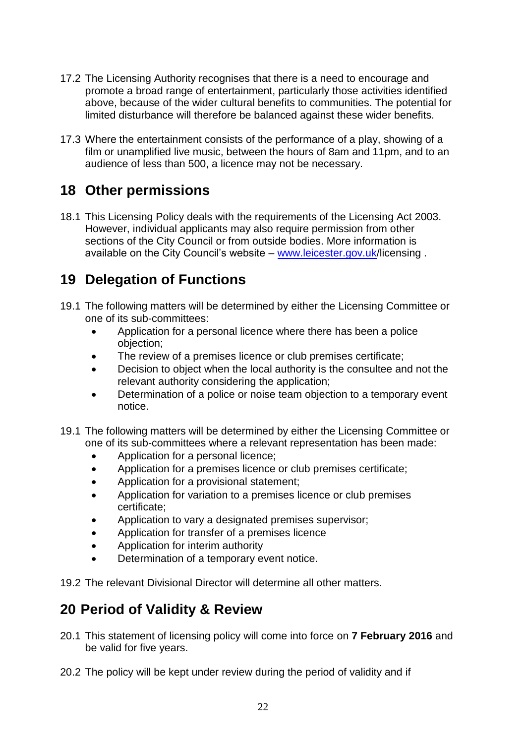17.2 The Licensing Authority recognises that there is a need to encourage and promote a broad range of entertainment, particularly those activities identified above, because of the wider cultural benefits to communities. The potential for limited disturbance will therefore be balanced against these wider benefits.

17.3 Where the entertainment consists of the performance of a play, showing of a film or unamplified live music, between the hours of 8am and 11pm, and to an audience of less than 500, a licence may not be necessary.

## 18 Other permissions

18.1 This Licensing Policy deals with the requirements of the Licensing Act 2003. However, individual applicants may also require permission from other sections of the City Council or from outside bodies. More information is available on the City Council's website – [www.leicester.gov.uk](www.leicester.gov.uk)/licensing .

## 19 Delegation of Functions

19.1 The following matters will be determined by either the Licensing Committee or one of its sub-committees:

- Application for a personal licence where there has been a police objection;
- The review of a premises licence or club premises certificate;
- Decision to object when the local authority is the consultee and not the relevant authority considering the application;
- Determination of a police or noise team objection to a temporary event notice.

19.1 The following matters will be determined by either the Licensing Committee or one of its sub-committees where a relevant representation has been made:

- Application for a personal licence;
- Application for a premises licence or club premises certificate;
- Application for a provisional statement;
- Application for variation to a premises licence or club premises certificate;
- Application to vary a designated premises supervisor;
- Application for transfer of a premises licence
- Application for interim authority
- Determination of a temporary event notice.

19.2 The relevant Divisional Director will determine all other matters.

## 20 Period of Validity & Review

20.1 This statement of licensing policy will come into force on **7 February 2016** and be valid for five years.

20.2 The policy will be kept under review during the period of validity and if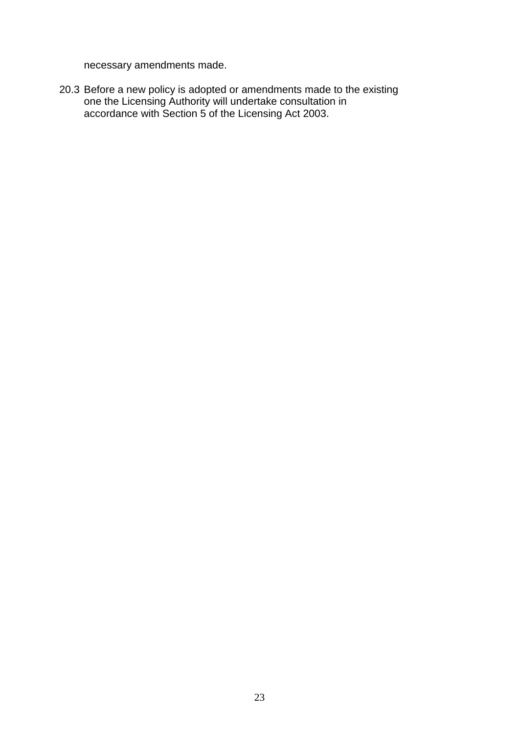necessary amendments made.

20.3 Before a new policy is adopted or amendments made to the existing one the Licensing Authority will undertake consultation in accordance with Section 5 of the Licensing Act 2003.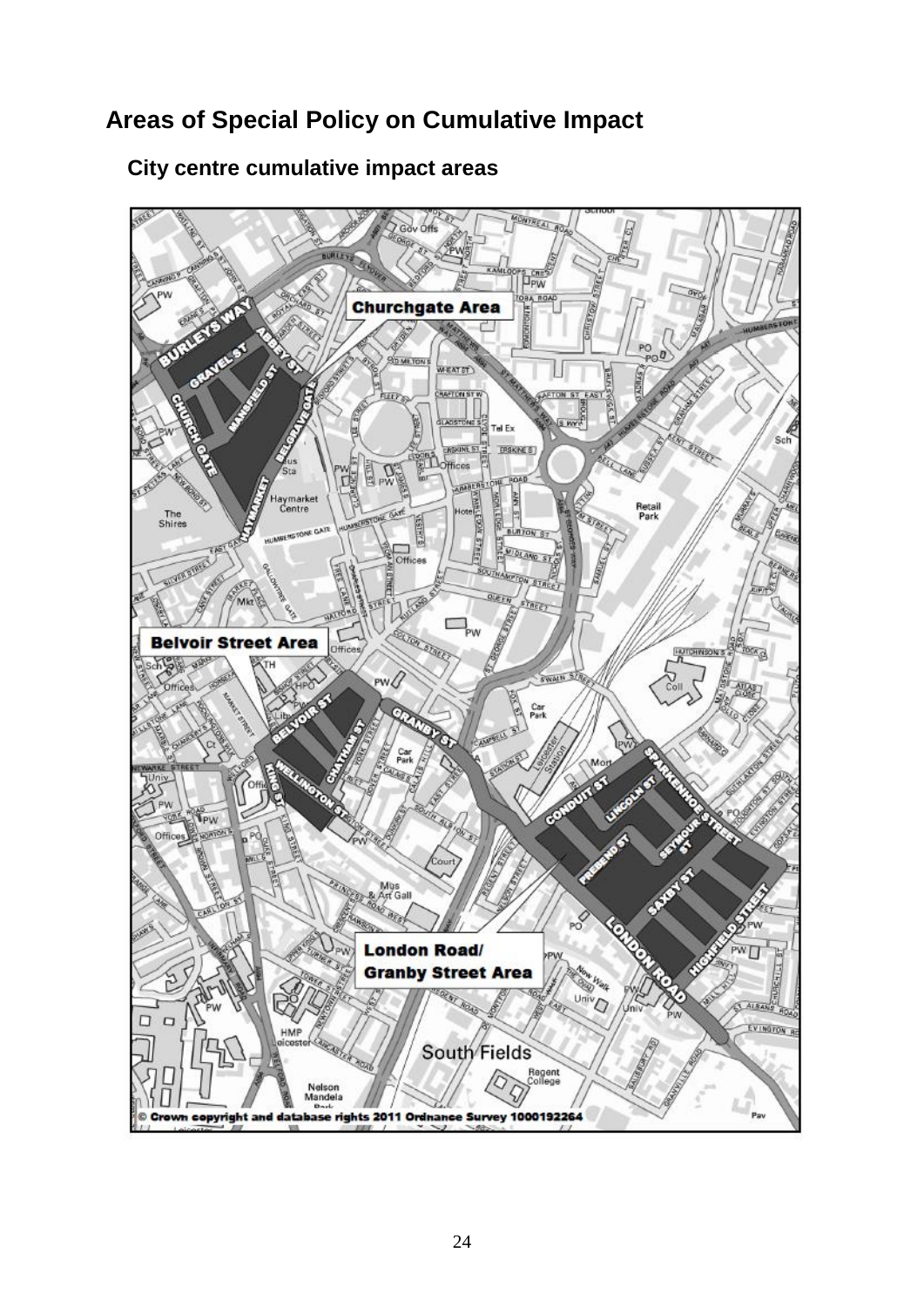# Areas of Special Policy on Cumulative Impact

## City centre cumulative impact areas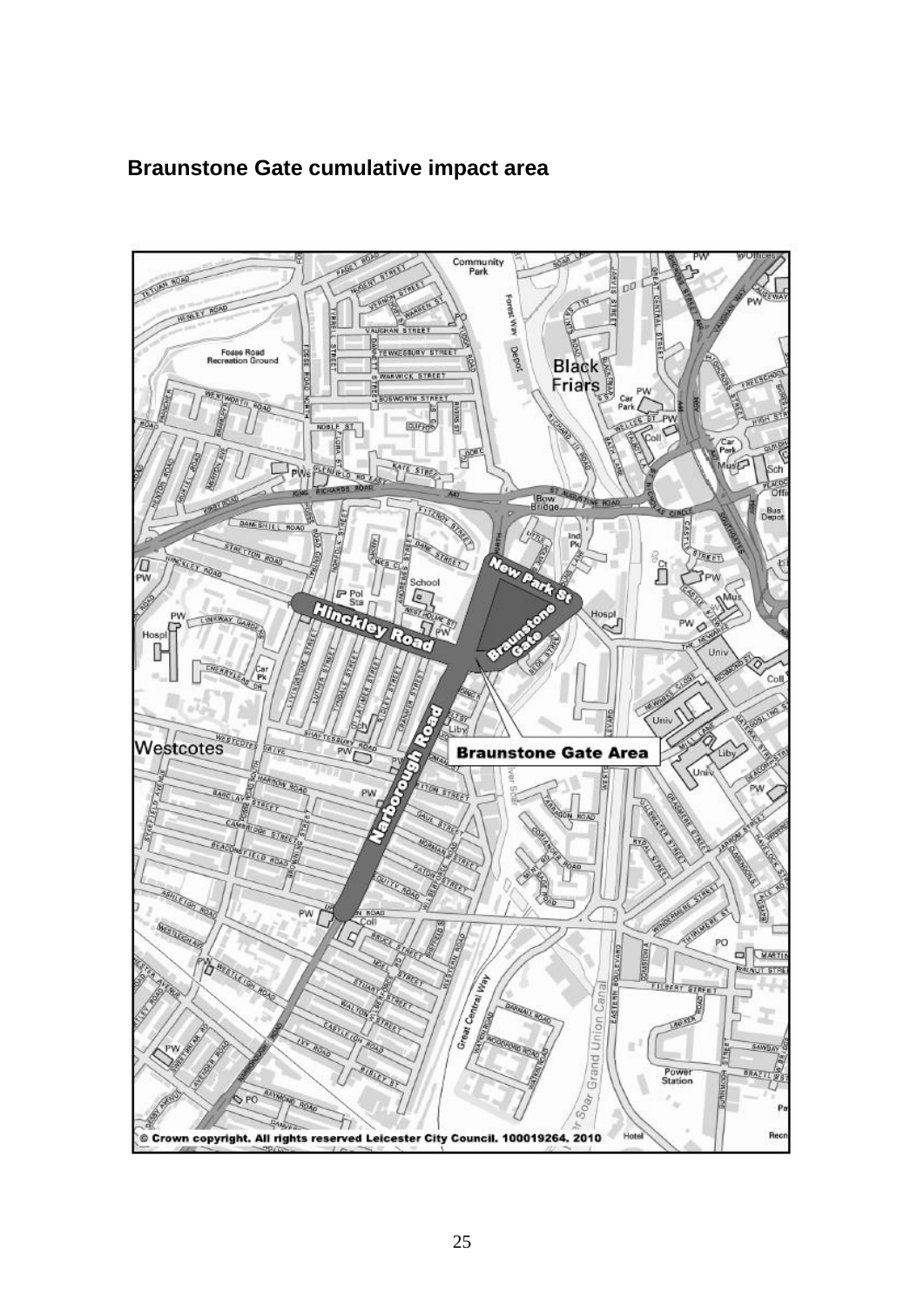## Braunstone Gate cumulative impact area

New Park St

Hinckley Road

Braunstone Gate

Narborough Road

Braunstone Gate Area

© Crown copyright. All rights reserved Leicester City Council. 100019264. 2010